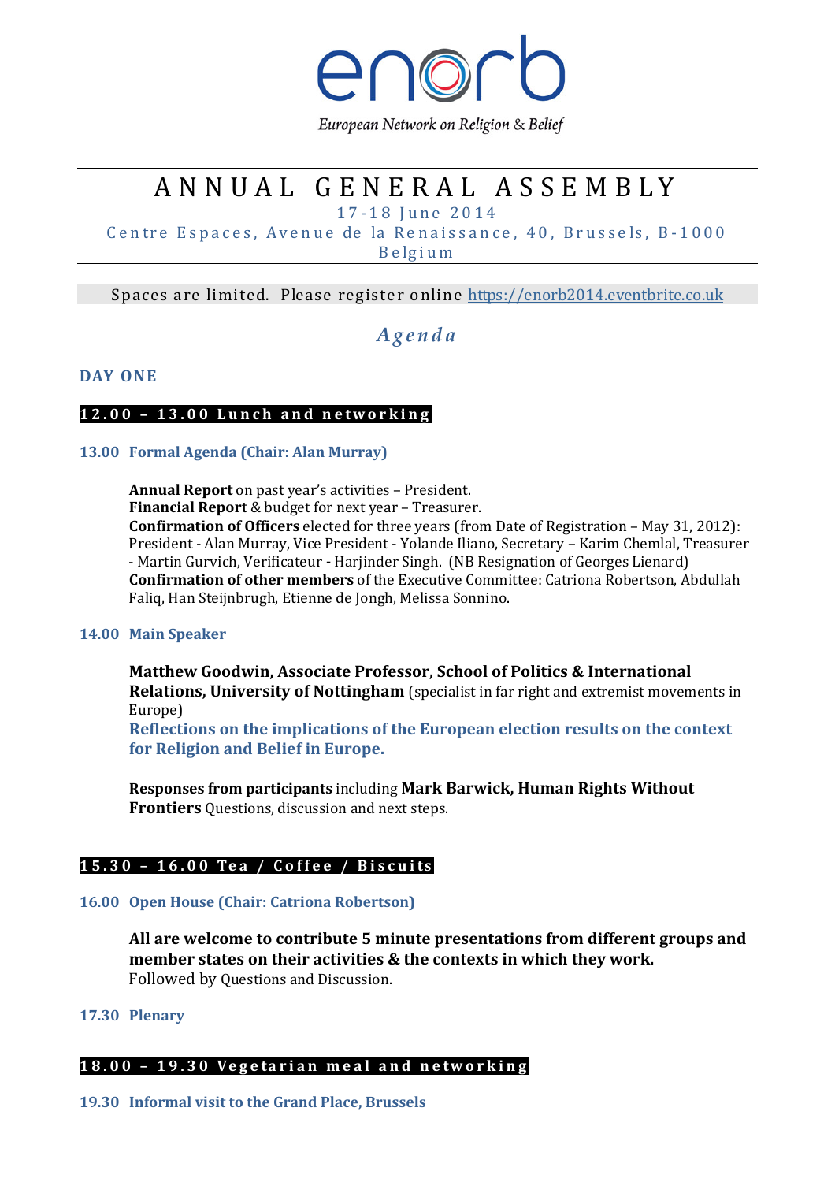enorb

European Network on Religion & Belief

# ANNUAL GENERAL ASSEMBLY

17-18 June 2014

Centre Espaces, Avenue de la Renaissance, 40, Brussels, B-1000 Belgium

Spaces are limited. Please register online https://enorb2014.eventbrite.co.uk

## *Agenda*

### DAY ONE

**12.00 – 13.00 Lunch and networking**

**13.00 Formal Agenda (Chair: Alan Murray)**

**Annual Report** on past year's activities – President.
**Financial Report** & budget for next year – Treasurer.
**Confirmation of Officers** elected for three years (from Date of Registration – May 31, 2012): President - Alan Murray, Vice President - Yolande Iliano, Secretary – Karim Chemlal, Treasurer - Martin Gurvich, Verificateur **-** Harjinder Singh. (NB Resignation of Georges Lienard)
**Confirmation of other members** of the Executive Committee: Catriona Robertson, Abdullah Faliq, Han Steijnbrugh, Etienne de Jongh, Melissa Sonnino.

**14.00 Main Speaker**

**Matthew Goodwin, Associate Professor, School of Politics & International Relations, University of Nottingham** (specialist in far right and extremist movements in Europe)
**Reflections on the implications of the European election results on the context for Religion and Belief in Europe.**

**Responses from participants** including **Mark Barwick, Human Rights Without Frontiers** Questions, discussion and next steps.

**15.30 – 16.00 Tea / Coffee / Biscuits**

**16.00 Open House (Chair: Catriona Robertson)**

**All are welcome to contribute 5 minute presentations from different groups and member states on their activities & the contexts in which they work.**
Followed by Questions and Discussion.

**17.30 Plenary**

**18.00 – 19.30 Vegetarian meal and networking**

**19.30 Informal visit to the Grand Place, Brussels**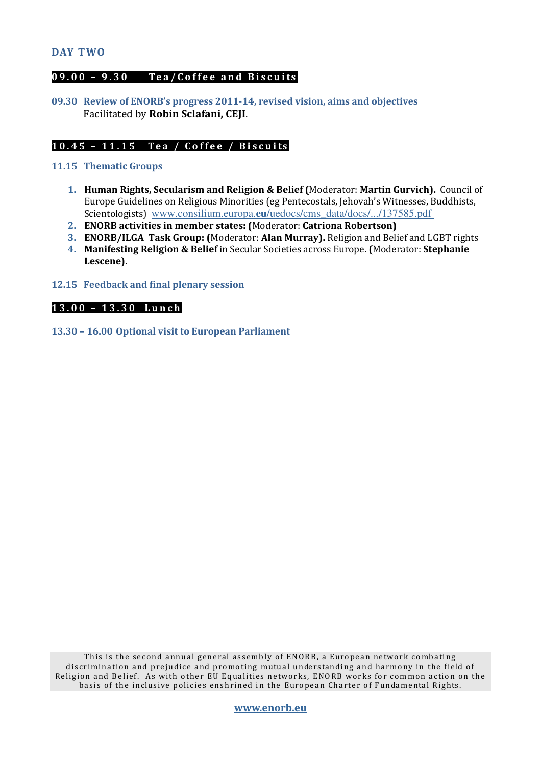## DAY TWO

**09.00 – 9.30 Tea/Coffee and Biscuits**

**09.30 Review of ENORB's progress 2011-14, revised vision, aims and objectives**
Facilitated by **Robin Sclafani, CEJI**.

**10.45 – 11.15 Tea / Coffee / Biscuits**

**11.15 Thematic Groups**

1. **Human Rights, Secularism and Religion & Belief (**Moderator: **Martin Gurvich).** Council of Europe Guidelines on Religious Minorities (eg Pentecostals, Jehovah's Witnesses, Buddhists, Scientologists) www.consilium.europa.**eu**/uedocs/cms_data/docs/.../137585.pdf
2. **ENORB activities in member states: (**Moderator: **Catriona Robertson)**
3. **ENORB/ILGA Task Group: (**Moderator: **Alan Murray).** Religion and Belief and LGBT rights
4. **Manifesting Religion & Belief** in Secular Societies across Europe. **(**Moderator: **Stephanie Lescene).**

**12.15 Feedback and final plenary session**

**13.00 – 13.30 Lunch**

**13.30 – 16.00 Optional visit to European Parliament**

This is the second annual general assembly of ENORB, a European network combating discrimination and prejudice and promoting mutual understanding and harmony in the field of Religion and Belief. As with other EU Equalities networks, ENORB works for common action on the basis of the inclusive policies enshrined in the European Charter of Fundamental Rights.

**www.enorb.eu**